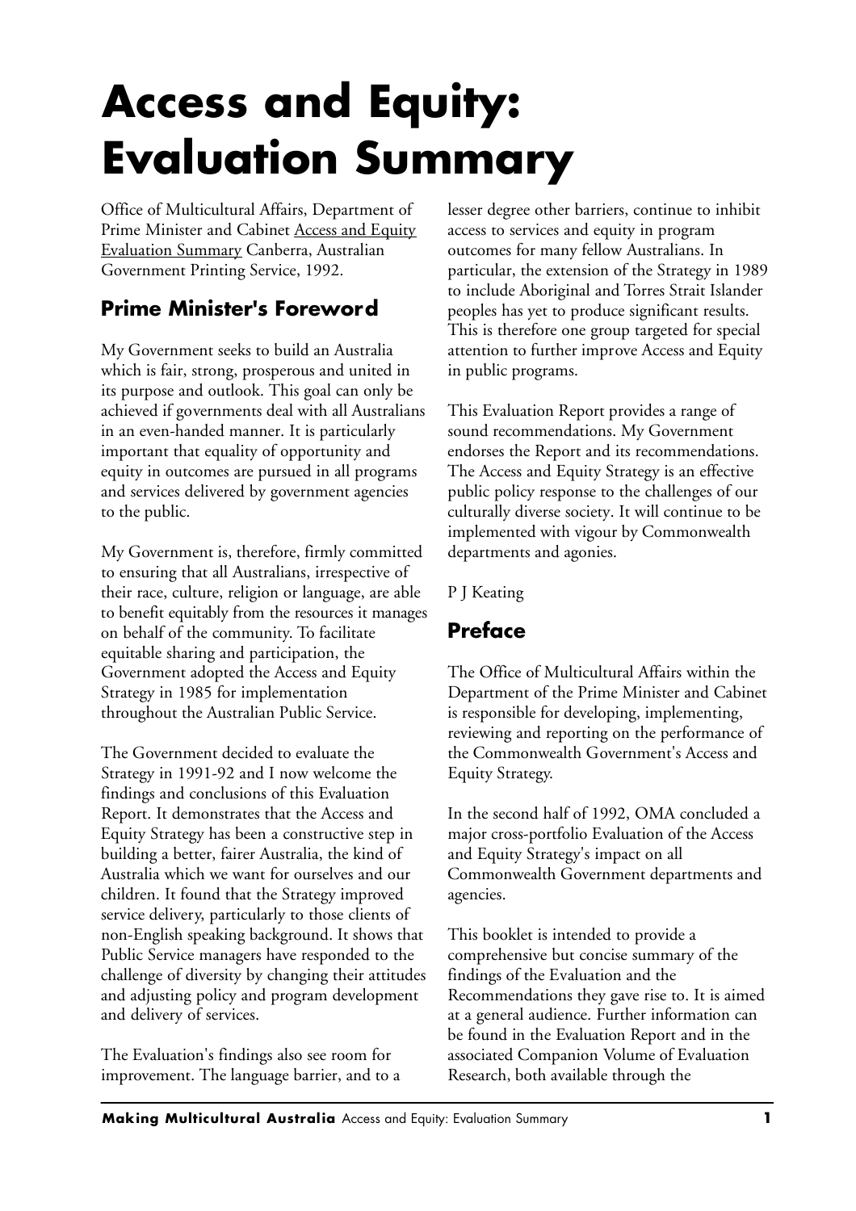# Access and Equity: Evaluation Summary

Office of Multicultural Affairs, Department of Prime Minister and Cabinet Access and Equity Evaluation Summary Canberra, Australian Government Printing Service, 1992.

## Prime Minister's Foreword

My Government seeks to build an Australia which is fair, strong, prosperous and united in its purpose and outlook. This goal can only be achieved if governments deal with all Australians in an even-handed manner. It is particularly important that equality of opportunity and equity in outcomes are pursued in all programs and services delivered by government agencies to the public.

My Government is, therefore, firmly committed to ensuring that all Australians, irrespective of their race, culture, religion or language, are able to benefit equitably from the resources it manages on behalf of the community. To facilitate equitable sharing and participation, the Government adopted the Access and Equity Strategy in 1985 for implementation throughout the Australian Public Service.

The Government decided to evaluate the Strategy in 1991-92 and I now welcome the findings and conclusions of this Evaluation Report. It demonstrates that the Access and Equity Strategy has been a constructive step in building a better, fairer Australia, the kind of Australia which we want for ourselves and our children. It found that the Strategy improved service delivery, particularly to those clients of non-English speaking background. It shows that Public Service managers have responded to the challenge of diversity by changing their attitudes and adjusting policy and program development and delivery of services.

The Evaluation's findings also see room for improvement. The language barrier, and to a lesser degree other barriers, continue to inhibit access to services and equity in program outcomes for many fellow Australians. In particular, the extension of the Strategy in 1989 to include Aboriginal and Torres Strait Islander peoples has yet to produce significant results. This is therefore one group targeted for special attention to further improve Access and Equity in public programs.

This Evaluation Report provides a range of sound recommendations. My Government endorses the Report and its recommendations. The Access and Equity Strategy is an effective public policy response to the challenges of our culturally diverse society. It will continue to be implemented with vigour by Commonwealth departments and agonies.

P J Keating

## Preface

The Office of Multicultural Affairs within the Department of the Prime Minister and Cabinet is responsible for developing, implementing, reviewing and reporting on the performance of the Commonwealth Government's Access and Equity Strategy.

In the second half of 1992, OMA concluded a major cross-portfolio Evaluation of the Access and Equity Strategy's impact on all Commonwealth Government departments and agencies.

This booklet is intended to provide a comprehensive but concise summary of the findings of the Evaluation and the Recommendations they gave rise to. It is aimed at a general audience. Further information can be found in the Evaluation Report and in the associated Companion Volume of Evaluation Research, both available through the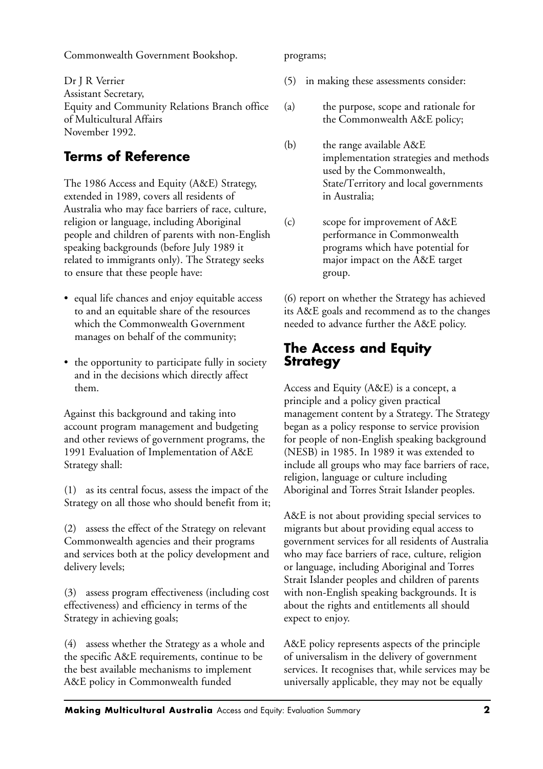Commonwealth Government Bookshop.

Dr J R Verrier
Assistant Secretary,
Equity and Community Relations Branch office of Multicultural Affairs
November 1992.

## Terms of Reference

The 1986 Access and Equity (A&E) Strategy, extended in 1989, covers all residents of Australia who may face barriers of race, culture, religion or language, including Aboriginal people and children of parents with non-English speaking backgrounds (before July 1989 it related to immigrants only). The Strategy seeks to ensure that these people have:

- equal life chances and enjoy equitable access to and an equitable share of the resources which the Commonwealth Government manages on behalf of the community;
- the opportunity to participate fully in society and in the decisions which directly affect them.

Against this background and taking into account program management and budgeting and other reviews of government programs, the 1991 Evaluation of Implementation of A&E Strategy shall:

(1) as its central focus, assess the impact of the Strategy on all those who should benefit from it;

(2) assess the effect of the Strategy on relevant Commonwealth agencies and their programs and services both at the policy development and delivery levels;

(3) assess program effectiveness (including cost effectiveness) and efficiency in terms of the Strategy in achieving goals;

(4) assess whether the Strategy as a whole and the specific A&E requirements, continue to be the best available mechanisms to implement A&E policy in Commonwealth funded programs;

(5) in making these assessments consider:

(a) the purpose, scope and rationale for the Commonwealth A&E policy;

(b) the range available A&E implementation strategies and methods used by the Commonwealth, State/Territory and local governments in Australia;

(c) scope for improvement of A&E performance in Commonwealth programs which have potential for major impact on the A&E target group.

(6) report on whether the Strategy has achieved its A&E goals and recommend as to the changes needed to advance further the A&E policy.

## The Access and Equity Strategy

Access and Equity (A&E) is a concept, a principle and a policy given practical management content by a Strategy. The Strategy began as a policy response to service provision for people of non-English speaking background (NESB) in 1985. In 1989 it was extended to include all groups who may face barriers of race, religion, language or culture including Aboriginal and Torres Strait Islander peoples.

A&E is not about providing special services to migrants but about providing equal access to government services for all residents of Australia who may face barriers of race, culture, religion or language, including Aboriginal and Torres Strait Islander peoples and children of parents with non-English speaking backgrounds. It is about the rights and entitlements all should expect to enjoy.

A&E policy represents aspects of the principle of universalism in the delivery of government services. It recognises that, while services may be universally applicable, they may not be equally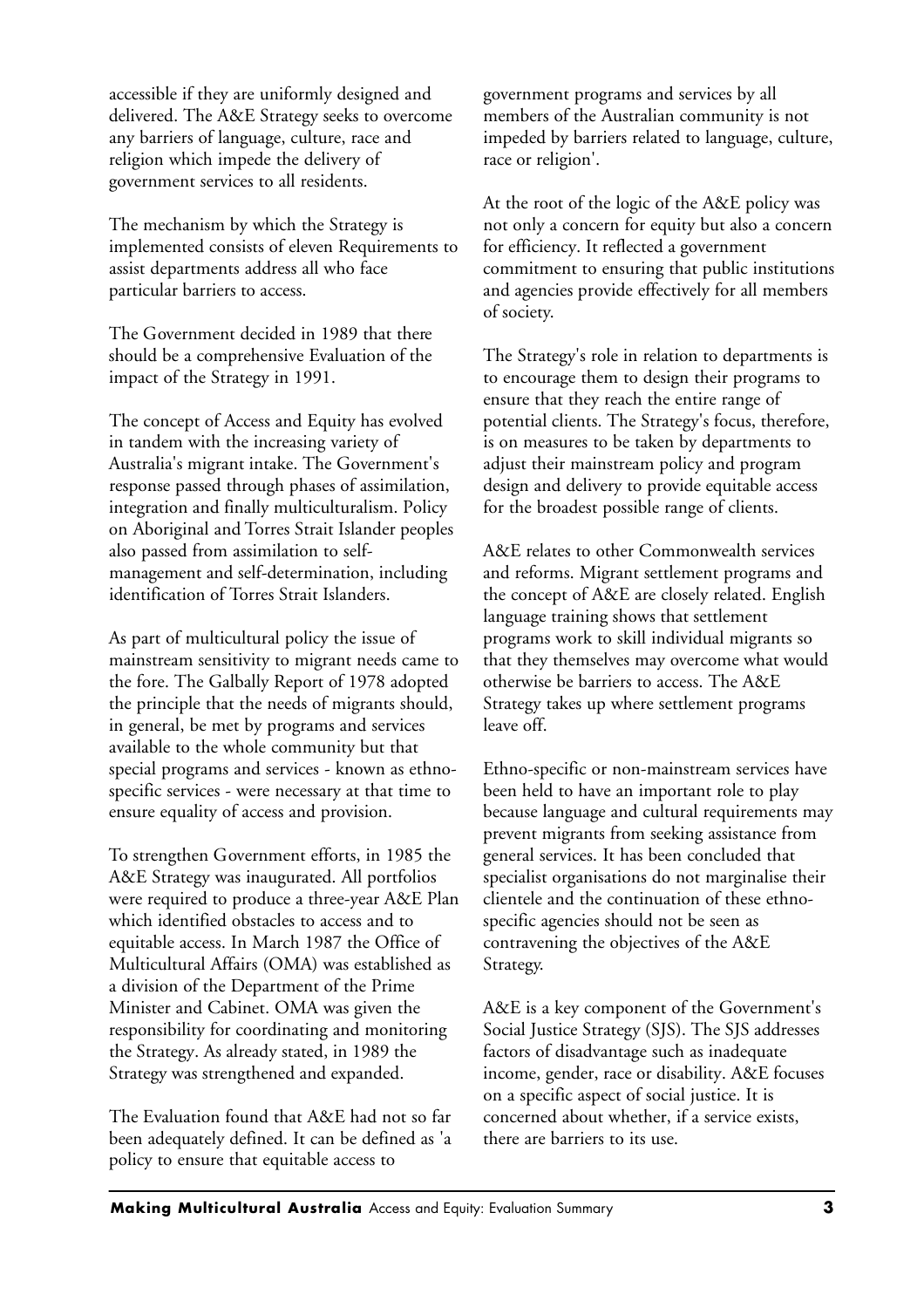accessible if they are uniformly designed and delivered. The A&E Strategy seeks to overcome any barriers of language, culture, race and religion which impede the delivery of government services to all residents.

The mechanism by which the Strategy is implemented consists of eleven Requirements to assist departments address all who face particular barriers to access.

The Government decided in 1989 that there should be a comprehensive Evaluation of the impact of the Strategy in 1991.

The concept of Access and Equity has evolved in tandem with the increasing variety of Australia's migrant intake. The Government's response passed through phases of assimilation, integration and finally multiculturalism. Policy on Aboriginal and Torres Strait Islander peoples also passed from assimilation to self-management and self-determination, including identification of Torres Strait Islanders.

As part of multicultural policy the issue of mainstream sensitivity to migrant needs came to the fore. The Galbally Report of 1978 adopted the principle that the needs of migrants should, in general, be met by programs and services available to the whole community but that special programs and services - known as ethno-specific services - were necessary at that time to ensure equality of access and provision.

To strengthen Government efforts, in 1985 the A&E Strategy was inaugurated. All portfolios were required to produce a three-year A&E Plan which identified obstacles to access and to equitable access. In March 1987 the Office of Multicultural Affairs (OMA) was established as a division of the Department of the Prime Minister and Cabinet. OMA was given the responsibility for coordinating and monitoring the Strategy. As already stated, in 1989 the Strategy was strengthened and expanded.

The Evaluation found that A&E had not so far been adequately defined. It can be defined as 'a policy to ensure that equitable access to government programs and services by all members of the Australian community is not impeded by barriers related to language, culture, race or religion'.

At the root of the logic of the A&E policy was not only a concern for equity but also a concern for efficiency. It reflected a government commitment to ensuring that public institutions and agencies provide effectively for all members of society.

The Strategy's role in relation to departments is to encourage them to design their programs to ensure that they reach the entire range of potential clients. The Strategy's focus, therefore, is on measures to be taken by departments to adjust their mainstream policy and program design and delivery to provide equitable access for the broadest possible range of clients.

A&E relates to other Commonwealth services and reforms. Migrant settlement programs and the concept of A&E are closely related. English language training shows that settlement programs work to skill individual migrants so that they themselves may overcome what would otherwise be barriers to access. The A&E Strategy takes up where settlement programs leave off.

Ethno-specific or non-mainstream services have been held to have an important role to play because language and cultural requirements may prevent migrants from seeking assistance from general services. It has been concluded that specialist organisations do not marginalise their clientele and the continuation of these ethno-specific agencies should not be seen as contravening the objectives of the A&E Strategy.

A&E is a key component of the Government's Social Justice Strategy (SJS). The SJS addresses factors of disadvantage such as inadequate income, gender, race or disability. A&E focuses on a specific aspect of social justice. It is concerned about whether, if a service exists, there are barriers to its use.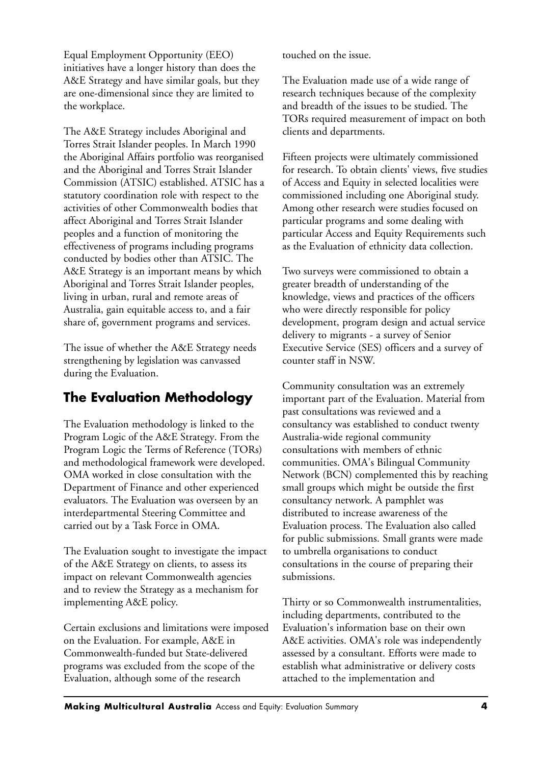Equal Employment Opportunity (EEO) initiatives have a longer history than does the A&E Strategy and have similar goals, but they are one-dimensional since they are limited to the workplace.

The A&E Strategy includes Aboriginal and Torres Strait Islander peoples. In March 1990 the Aboriginal Affairs portfolio was reorganised and the Aboriginal and Torres Strait Islander Commission (ATSIC) established. ATSIC has a statutory coordination role with respect to the activities of other Commonwealth bodies that affect Aboriginal and Torres Strait Islander peoples and a function of monitoring the effectiveness of programs including programs conducted by bodies other than ATSIC. The A&E Strategy is an important means by which Aboriginal and Torres Strait Islander peoples, living in urban, rural and remote areas of Australia, gain equitable access to, and a fair share of, government programs and services.

The issue of whether the A&E Strategy needs strengthening by legislation was canvassed during the Evaluation.

## The Evaluation Methodology

The Evaluation methodology is linked to the Program Logic of the A&E Strategy. From the Program Logic the Terms of Reference (TORs) and methodological framework were developed. OMA worked in close consultation with the Department of Finance and other experienced evaluators. The Evaluation was overseen by an interdepartmental Steering Committee and carried out by a Task Force in OMA.

The Evaluation sought to investigate the impact of the A&E Strategy on clients, to assess its impact on relevant Commonwealth agencies and to review the Strategy as a mechanism for implementing A&E policy.

Certain exclusions and limitations were imposed on the Evaluation. For example, A&E in Commonwealth-funded but State-delivered programs was excluded from the scope of the Evaluation, although some of the research touched on the issue.

The Evaluation made use of a wide range of research techniques because of the complexity and breadth of the issues to be studied. The TORs required measurement of impact on both clients and departments.

Fifteen projects were ultimately commissioned for research. To obtain clients' views, five studies of Access and Equity in selected localities were commissioned including one Aboriginal study. Among other research were studies focused on particular programs and some dealing with particular Access and Equity Requirements such as the Evaluation of ethnicity data collection.

Two surveys were commissioned to obtain a greater breadth of understanding of the knowledge, views and practices of the officers who were directly responsible for policy development, program design and actual service delivery to migrants - a survey of Senior Executive Service (SES) officers and a survey of counter staff in NSW.

Community consultation was an extremely important part of the Evaluation. Material from past consultations was reviewed and a consultancy was established to conduct twenty Australia-wide regional community consultations with members of ethnic communities. OMA's Bilingual Community Network (BCN) complemented this by reaching small groups which might be outside the first consultancy network. A pamphlet was distributed to increase awareness of the Evaluation process. The Evaluation also called for public submissions. Small grants were made to umbrella organisations to conduct consultations in the course of preparing their submissions.

Thirty or so Commonwealth instrumentalities, including departments, contributed to the Evaluation's information base on their own A&E activities. OMA's role was independently assessed by a consultant. Efforts were made to establish what administrative or delivery costs attached to the implementation and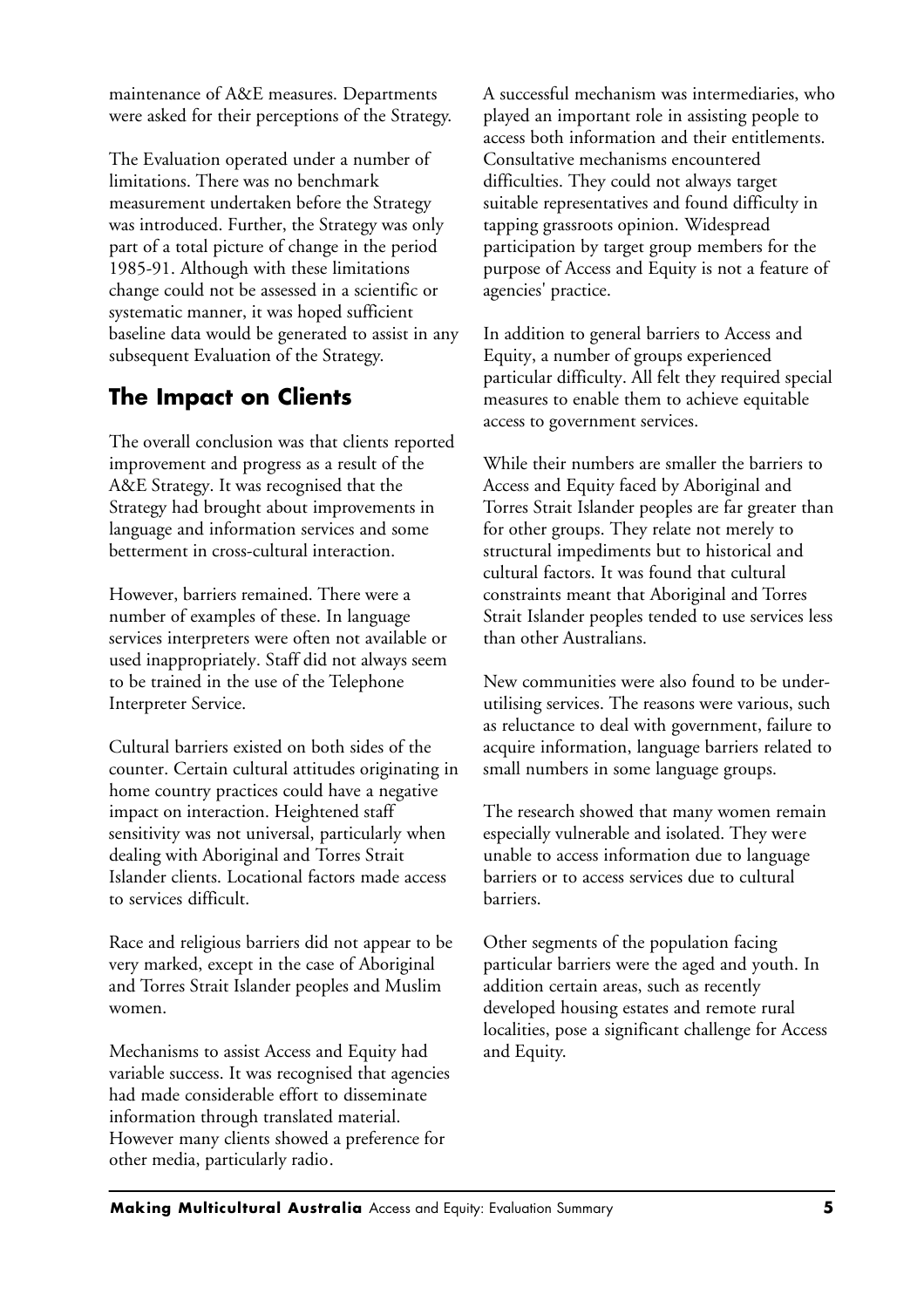maintenance of A&E measures. Departments were asked for their perceptions of the Strategy.

The Evaluation operated under a number of limitations. There was no benchmark measurement undertaken before the Strategy was introduced. Further, the Strategy was only part of a total picture of change in the period 1985-91. Although with these limitations change could not be assessed in a scientific or systematic manner, it was hoped sufficient baseline data would be generated to assist in any subsequent Evaluation of the Strategy.

## The Impact on Clients

The overall conclusion was that clients reported improvement and progress as a result of the A&E Strategy. It was recognised that the Strategy had brought about improvements in language and information services and some betterment in cross-cultural interaction.

However, barriers remained. There were a number of examples of these. In language services interpreters were often not available or used inappropriately. Staff did not always seem to be trained in the use of the Telephone Interpreter Service.

Cultural barriers existed on both sides of the counter. Certain cultural attitudes originating in home country practices could have a negative impact on interaction. Heightened staff sensitivity was not universal, particularly when dealing with Aboriginal and Torres Strait Islander clients. Locational factors made access to services difficult.

Race and religious barriers did not appear to be very marked, except in the case of Aboriginal and Torres Strait Islander peoples and Muslim women.

Mechanisms to assist Access and Equity had variable success. It was recognised that agencies had made considerable effort to disseminate information through translated material. However many clients showed a preference for other media, particularly radio.

A successful mechanism was intermediaries, who played an important role in assisting people to access both information and their entitlements. Consultative mechanisms encountered difficulties. They could not always target suitable representatives and found difficulty in tapping grassroots opinion. Widespread participation by target group members for the purpose of Access and Equity is not a feature of agencies' practice.

In addition to general barriers to Access and Equity, a number of groups experienced particular difficulty. All felt they required special measures to enable them to achieve equitable access to government services.

While their numbers are smaller the barriers to Access and Equity faced by Aboriginal and Torres Strait Islander peoples are far greater than for other groups. They relate not merely to structural impediments but to historical and cultural factors. It was found that cultural constraints meant that Aboriginal and Torres Strait Islander peoples tended to use services less than other Australians.

New communities were also found to be under-utilising services. The reasons were various, such as reluctance to deal with government, failure to acquire information, language barriers related to small numbers in some language groups.

The research showed that many women remain especially vulnerable and isolated. They were unable to access information due to language barriers or to access services due to cultural barriers.

Other segments of the population facing particular barriers were the aged and youth. In addition certain areas, such as recently developed housing estates and remote rural localities, pose a significant challenge for Access and Equity.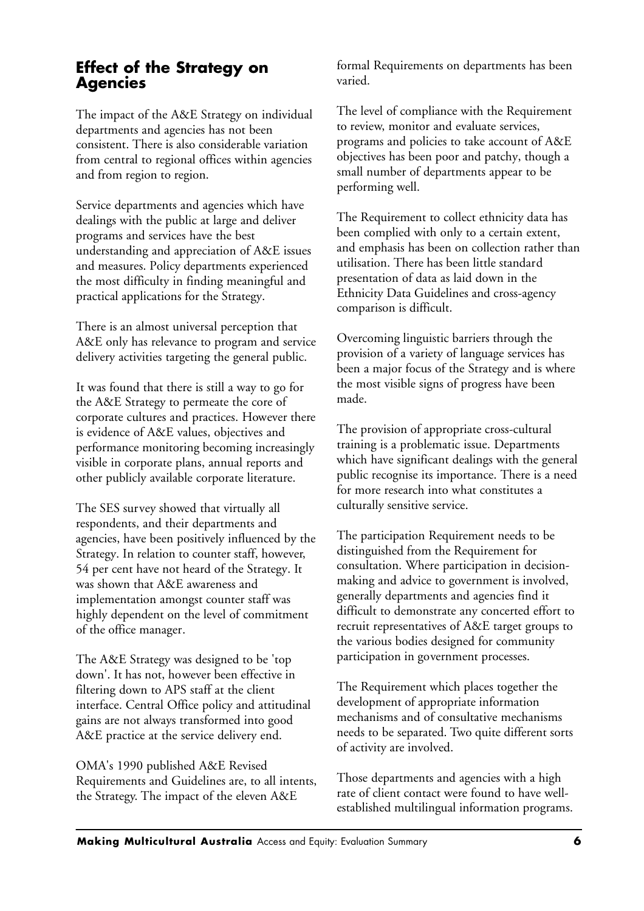## Effect of the Strategy on Agencies

The impact of the A&E Strategy on individual departments and agencies has not been consistent. There is also considerable variation from central to regional offices within agencies and from region to region.

Service departments and agencies which have dealings with the public at large and deliver programs and services have the best understanding and appreciation of A&E issues and measures. Policy departments experienced the most difficulty in finding meaningful and practical applications for the Strategy.

There is an almost universal perception that A&E only has relevance to program and service delivery activities targeting the general public.

It was found that there is still a way to go for the A&E Strategy to permeate the core of corporate cultures and practices. However there is evidence of A&E values, objectives and performance monitoring becoming increasingly visible in corporate plans, annual reports and other publicly available corporate literature.

The SES survey showed that virtually all respondents, and their departments and agencies, have been positively influenced by the Strategy. In relation to counter staff, however, 54 per cent have not heard of the Strategy. It was shown that A&E awareness and implementation amongst counter staff was highly dependent on the level of commitment of the office manager.

The A&E Strategy was designed to be 'top down'. It has not, however been effective in filtering down to APS staff at the client interface. Central Office policy and attitudinal gains are not always transformed into good A&E practice at the service delivery end.

OMA's 1990 published A&E Revised Requirements and Guidelines are, to all intents, the Strategy. The impact of the eleven A&E formal Requirements on departments has been varied.

The level of compliance with the Requirement to review, monitor and evaluate services, programs and policies to take account of A&E objectives has been poor and patchy, though a small number of departments appear to be performing well.

The Requirement to collect ethnicity data has been complied with only to a certain extent, and emphasis has been on collection rather than utilisation. There has been little standard presentation of data as laid down in the Ethnicity Data Guidelines and cross-agency comparison is difficult.

Overcoming linguistic barriers through the provision of a variety of language services has been a major focus of the Strategy and is where the most visible signs of progress have been made.

The provision of appropriate cross-cultural training is a problematic issue. Departments which have significant dealings with the general public recognise its importance. There is a need for more research into what constitutes a culturally sensitive service.

The participation Requirement needs to be distinguished from the Requirement for consultation. Where participation in decision-making and advice to government is involved, generally departments and agencies find it difficult to demonstrate any concerted effort to recruit representatives of A&E target groups to the various bodies designed for community participation in government processes.

The Requirement which places together the development of appropriate information mechanisms and of consultative mechanisms needs to be separated. Two quite different sorts of activity are involved.

Those departments and agencies with a high rate of client contact were found to have well-established multilingual information programs.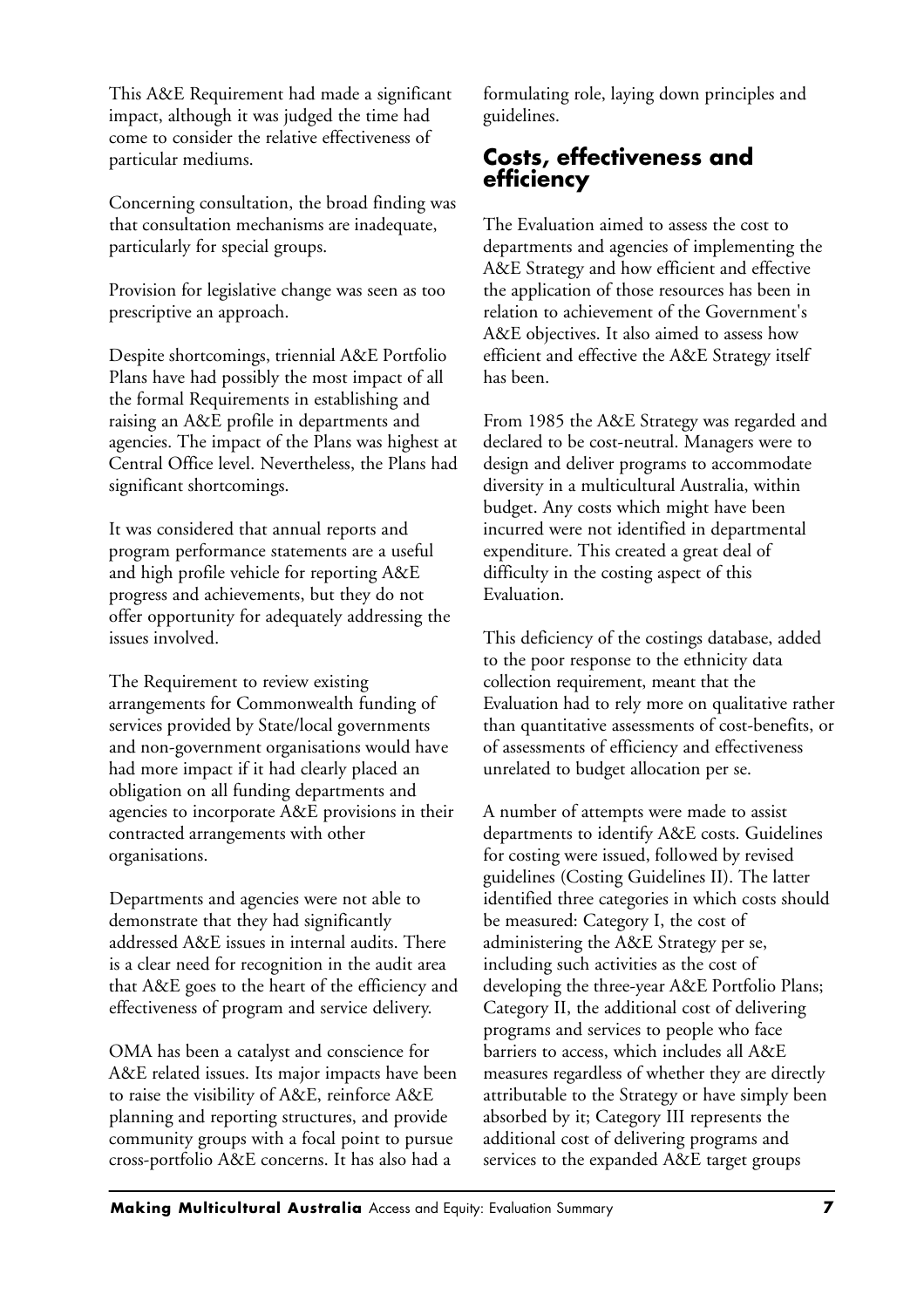This A&E Requirement had made a significant impact, although it was judged the time had come to consider the relative effectiveness of particular mediums.

Concerning consultation, the broad finding was that consultation mechanisms are inadequate, particularly for special groups.

Provision for legislative change was seen as too prescriptive an approach.

Despite shortcomings, triennial A&E Portfolio Plans have had possibly the most impact of all the formal Requirements in establishing and raising an A&E profile in departments and agencies. The impact of the Plans was highest at Central Office level. Nevertheless, the Plans had significant shortcomings.

It was considered that annual reports and program performance statements are a useful and high profile vehicle for reporting A&E progress and achievements, but they do not offer opportunity for adequately addressing the issues involved.

The Requirement to review existing arrangements for Commonwealth funding of services provided by State/local governments and non-government organisations would have had more impact if it had clearly placed an obligation on all funding departments and agencies to incorporate A&E provisions in their contracted arrangements with other organisations.

Departments and agencies were not able to demonstrate that they had significantly addressed A&E issues in internal audits. There is a clear need for recognition in the audit area that A&E goes to the heart of the efficiency and effectiveness of program and service delivery.

OMA has been a catalyst and conscience for A&E related issues. Its major impacts have been to raise the visibility of A&E, reinforce A&E planning and reporting structures, and provide community groups with a focal point to pursue cross-portfolio A&E concerns. It has also had a formulating role, laying down principles and guidelines.

## Costs, effectiveness and efficiency

The Evaluation aimed to assess the cost to departments and agencies of implementing the A&E Strategy and how efficient and effective the application of those resources has been in relation to achievement of the Government's A&E objectives. It also aimed to assess how efficient and effective the A&E Strategy itself has been.

From 1985 the A&E Strategy was regarded and declared to be cost-neutral. Managers were to design and deliver programs to accommodate diversity in a multicultural Australia, within budget. Any costs which might have been incurred were not identified in departmental expenditure. This created a great deal of difficulty in the costing aspect of this Evaluation.

This deficiency of the costings database, added to the poor response to the ethnicity data collection requirement, meant that the Evaluation had to rely more on qualitative rather than quantitative assessments of cost-benefits, or of assessments of efficiency and effectiveness unrelated to budget allocation per se.

A number of attempts were made to assist departments to identify A&E costs. Guidelines for costing were issued, followed by revised guidelines (Costing Guidelines II). The latter identified three categories in which costs should be measured: Category I, the cost of administering the A&E Strategy per se, including such activities as the cost of developing the three-year A&E Portfolio Plans; Category II, the additional cost of delivering programs and services to people who face barriers to access, which includes all A&E measures regardless of whether they are directly attributable to the Strategy or have simply been absorbed by it; Category III represents the additional cost of delivering programs and services to the expanded A&E target groups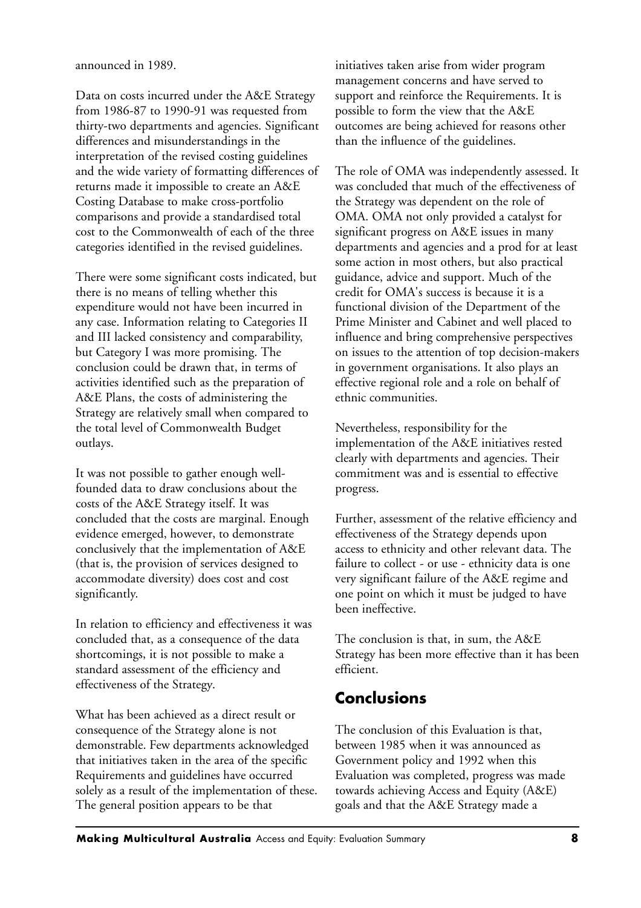announced in 1989.

Data on costs incurred under the A&E Strategy from 1986-87 to 1990-91 was requested from thirty-two departments and agencies. Significant differences and misunderstandings in the interpretation of the revised costing guidelines and the wide variety of formatting differences of returns made it impossible to create an A&E Costing Database to make cross-portfolio comparisons and provide a standardised total cost to the Commonwealth of each of the three categories identified in the revised guidelines.

There were some significant costs indicated, but there is no means of telling whether this expenditure would not have been incurred in any case. Information relating to Categories II and III lacked consistency and comparability, but Category I was more promising. The conclusion could be drawn that, in terms of activities identified such as the preparation of A&E Plans, the costs of administering the Strategy are relatively small when compared to the total level of Commonwealth Budget outlays.

It was not possible to gather enough well-founded data to draw conclusions about the costs of the A&E Strategy itself. It was concluded that the costs are marginal. Enough evidence emerged, however, to demonstrate conclusively that the implementation of A&E (that is, the provision of services designed to accommodate diversity) does cost and cost significantly.

In relation to efficiency and effectiveness it was concluded that, as a consequence of the data shortcomings, it is not possible to make a standard assessment of the efficiency and effectiveness of the Strategy.

What has been achieved as a direct result or consequence of the Strategy alone is not demonstrable. Few departments acknowledged that initiatives taken in the area of the specific Requirements and guidelines have occurred solely as a result of the implementation of these. The general position appears to be that initiatives taken arise from wider program management concerns and have served to support and reinforce the Requirements. It is possible to form the view that the A&E outcomes are being achieved for reasons other than the influence of the guidelines.

The role of OMA was independently assessed. It was concluded that much of the effectiveness of the Strategy was dependent on the role of OMA. OMA not only provided a catalyst for significant progress on A&E issues in many departments and agencies and a prod for at least some action in most others, but also practical guidance, advice and support. Much of the credit for OMA's success is because it is a functional division of the Department of the Prime Minister and Cabinet and well placed to influence and bring comprehensive perspectives on issues to the attention of top decision-makers in government organisations. It also plays an effective regional role and a role on behalf of ethnic communities.

Nevertheless, responsibility for the implementation of the A&E initiatives rested clearly with departments and agencies. Their commitment was and is essential to effective progress.

Further, assessment of the relative efficiency and effectiveness of the Strategy depends upon access to ethnicity and other relevant data. The failure to collect - or use - ethnicity data is one very significant failure of the A&E regime and one point on which it must be judged to have been ineffective.

The conclusion is that, in sum, the A&E Strategy has been more effective than it has been efficient.

## Conclusions

The conclusion of this Evaluation is that, between 1985 when it was announced as Government policy and 1992 when this Evaluation was completed, progress was made towards achieving Access and Equity (A&E) goals and that the A&E Strategy made a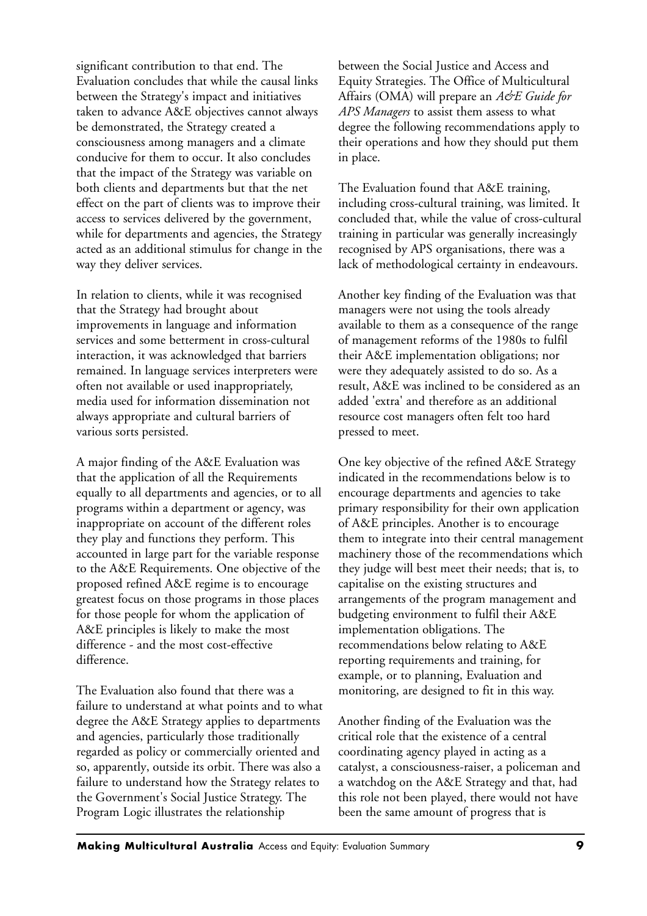significant contribution to that end. The Evaluation concludes that while the causal links between the Strategy's impact and initiatives taken to advance A&E objectives cannot always be demonstrated, the Strategy created a consciousness among managers and a climate conducive for them to occur. It also concludes that the impact of the Strategy was variable on both clients and departments but that the net effect on the part of clients was to improve their access to services delivered by the government, while for departments and agencies, the Strategy acted as an additional stimulus for change in the way they deliver services.

In relation to clients, while it was recognised that the Strategy had brought about improvements in language and information services and some betterment in cross-cultural interaction, it was acknowledged that barriers remained. In language services interpreters were often not available or used inappropriately, media used for information dissemination not always appropriate and cultural barriers of various sorts persisted.

A major finding of the A&E Evaluation was that the application of all the Requirements equally to all departments and agencies, or to all programs within a department or agency, was inappropriate on account of the different roles they play and functions they perform. This accounted in large part for the variable response to the A&E Requirements. One objective of the proposed refined A&E regime is to encourage greatest focus on those programs in those places for those people for whom the application of A&E principles is likely to make the most difference - and the most cost-effective difference.

The Evaluation also found that there was a failure to understand at what points and to what degree the A&E Strategy applies to departments and agencies, particularly those traditionally regarded as policy or commercially oriented and so, apparently, outside its orbit. There was also a failure to understand how the Strategy relates to the Government's Social Justice Strategy. The Program Logic illustrates the relationship between the Social Justice and Access and Equity Strategies. The Office of Multicultural Affairs (OMA) will prepare an *A&E Guide for APS Managers* to assist them assess to what degree the following recommendations apply to their operations and how they should put them in place.

The Evaluation found that A&E training, including cross-cultural training, was limited. It concluded that, while the value of cross-cultural training in particular was generally increasingly recognised by APS organisations, there was a lack of methodological certainty in endeavours.

Another key finding of the Evaluation was that managers were not using the tools already available to them as a consequence of the range of management reforms of the 1980s to fulfil their A&E implementation obligations; nor were they adequately assisted to do so. As a result, A&E was inclined to be considered as an added 'extra' and therefore as an additional resource cost managers often felt too hard pressed to meet.

One key objective of the refined A&E Strategy indicated in the recommendations below is to encourage departments and agencies to take primary responsibility for their own application of A&E principles. Another is to encourage them to integrate into their central management machinery those of the recommendations which they judge will best meet their needs; that is, to capitalise on the existing structures and arrangements of the program management and budgeting environment to fulfil their A&E implementation obligations. The recommendations below relating to A&E reporting requirements and training, for example, or to planning, Evaluation and monitoring, are designed to fit in this way.

Another finding of the Evaluation was the critical role that the existence of a central coordinating agency played in acting as a catalyst, a consciousness-raiser, a policeman and a watchdog on the A&E Strategy and that, had this role not been played, there would not have been the same amount of progress that is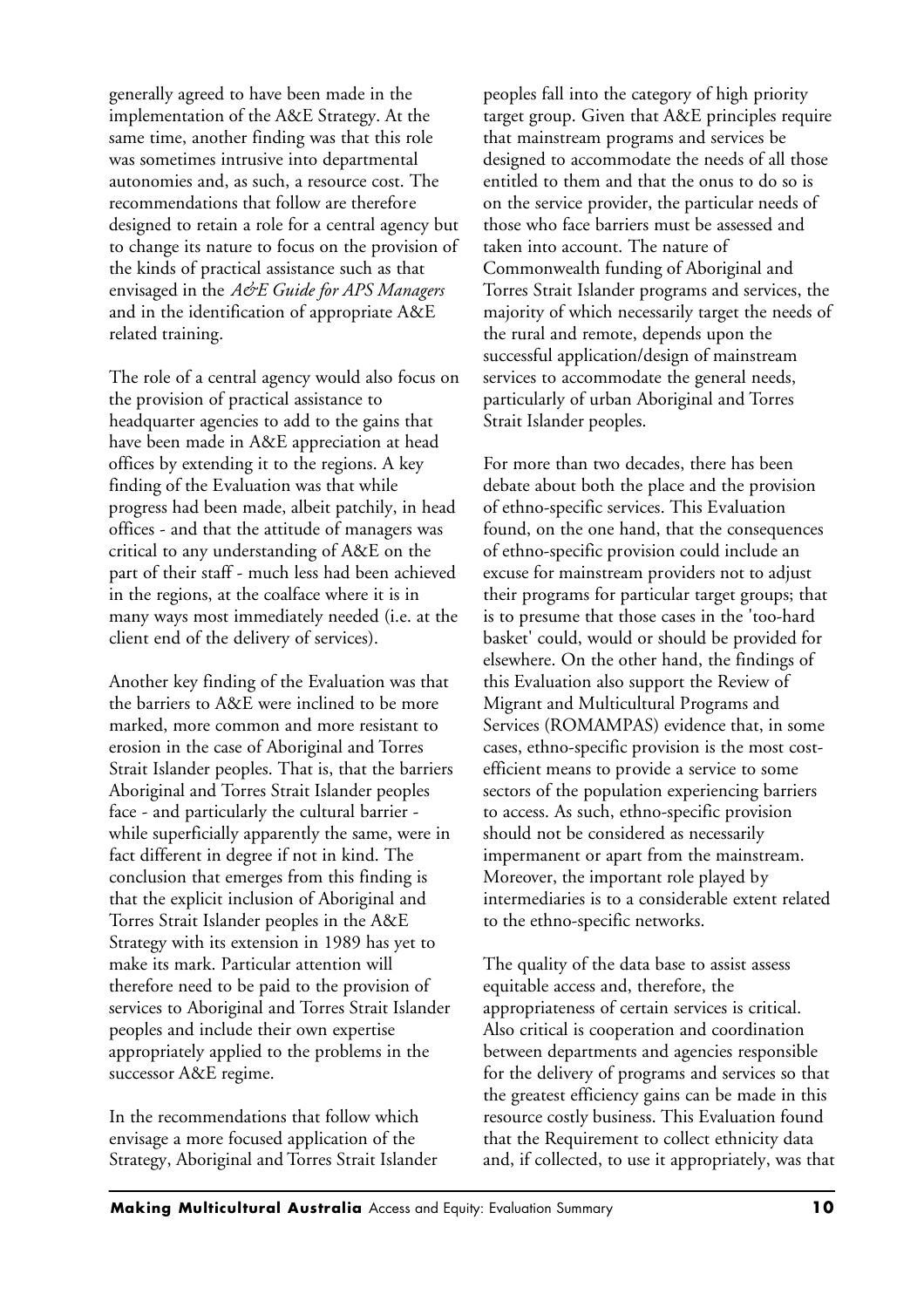generally agreed to have been made in the implementation of the A&E Strategy. At the same time, another finding was that this role was sometimes intrusive into departmental autonomies and, as such, a resource cost. The recommendations that follow are therefore designed to retain a role for a central agency but to change its nature to focus on the provision of the kinds of practical assistance such as that envisaged in the *A&E Guide for APS Managers* and in the identification of appropriate A&E related training.

The role of a central agency would also focus on the provision of practical assistance to headquarter agencies to add to the gains that have been made in A&E appreciation at head offices by extending it to the regions. A key finding of the Evaluation was that while progress had been made, albeit patchily, in head offices - and that the attitude of managers was critical to any understanding of A&E on the part of their staff - much less had been achieved in the regions, at the coalface where it is in many ways most immediately needed (i.e. at the client end of the delivery of services).

Another key finding of the Evaluation was that the barriers to A&E were inclined to be more marked, more common and more resistant to erosion in the case of Aboriginal and Torres Strait Islander peoples. That is, that the barriers Aboriginal and Torres Strait Islander peoples face - and particularly the cultural barrier - while superficially apparently the same, were in fact different in degree if not in kind. The conclusion that emerges from this finding is that the explicit inclusion of Aboriginal and Torres Strait Islander peoples in the A&E Strategy with its extension in 1989 has yet to make its mark. Particular attention will therefore need to be paid to the provision of services to Aboriginal and Torres Strait Islander peoples and include their own expertise appropriately applied to the problems in the successor A&E regime.

In the recommendations that follow which envisage a more focused application of the Strategy, Aboriginal and Torres Strait Islander peoples fall into the category of high priority target group. Given that A&E principles require that mainstream programs and services be designed to accommodate the needs of all those entitled to them and that the onus to do so is on the service provider, the particular needs of those who face barriers must be assessed and taken into account. The nature of Commonwealth funding of Aboriginal and Torres Strait Islander programs and services, the majority of which necessarily target the needs of the rural and remote, depends upon the successful application/design of mainstream services to accommodate the general needs, particularly of urban Aboriginal and Torres Strait Islander peoples.

For more than two decades, there has been debate about both the place and the provision of ethno-specific services. This Evaluation found, on the one hand, that the consequences of ethno-specific provision could include an excuse for mainstream providers not to adjust their programs for particular target groups; that is to presume that those cases in the 'too-hard basket' could, would or should be provided for elsewhere. On the other hand, the findings of this Evaluation also support the Review of Migrant and Multicultural Programs and Services (ROMAMPAS) evidence that, in some cases, ethno-specific provision is the most cost-efficient means to provide a service to some sectors of the population experiencing barriers to access. As such, ethno-specific provision should not be considered as necessarily impermanent or apart from the mainstream. Moreover, the important role played by intermediaries is to a considerable extent related to the ethno-specific networks.

The quality of the data base to assist assess equitable access and, therefore, the appropriateness of certain services is critical. Also critical is cooperation and coordination between departments and agencies responsible for the delivery of programs and services so that the greatest efficiency gains can be made in this resource costly business. This Evaluation found that the Requirement to collect ethnicity data and, if collected, to use it appropriately, was that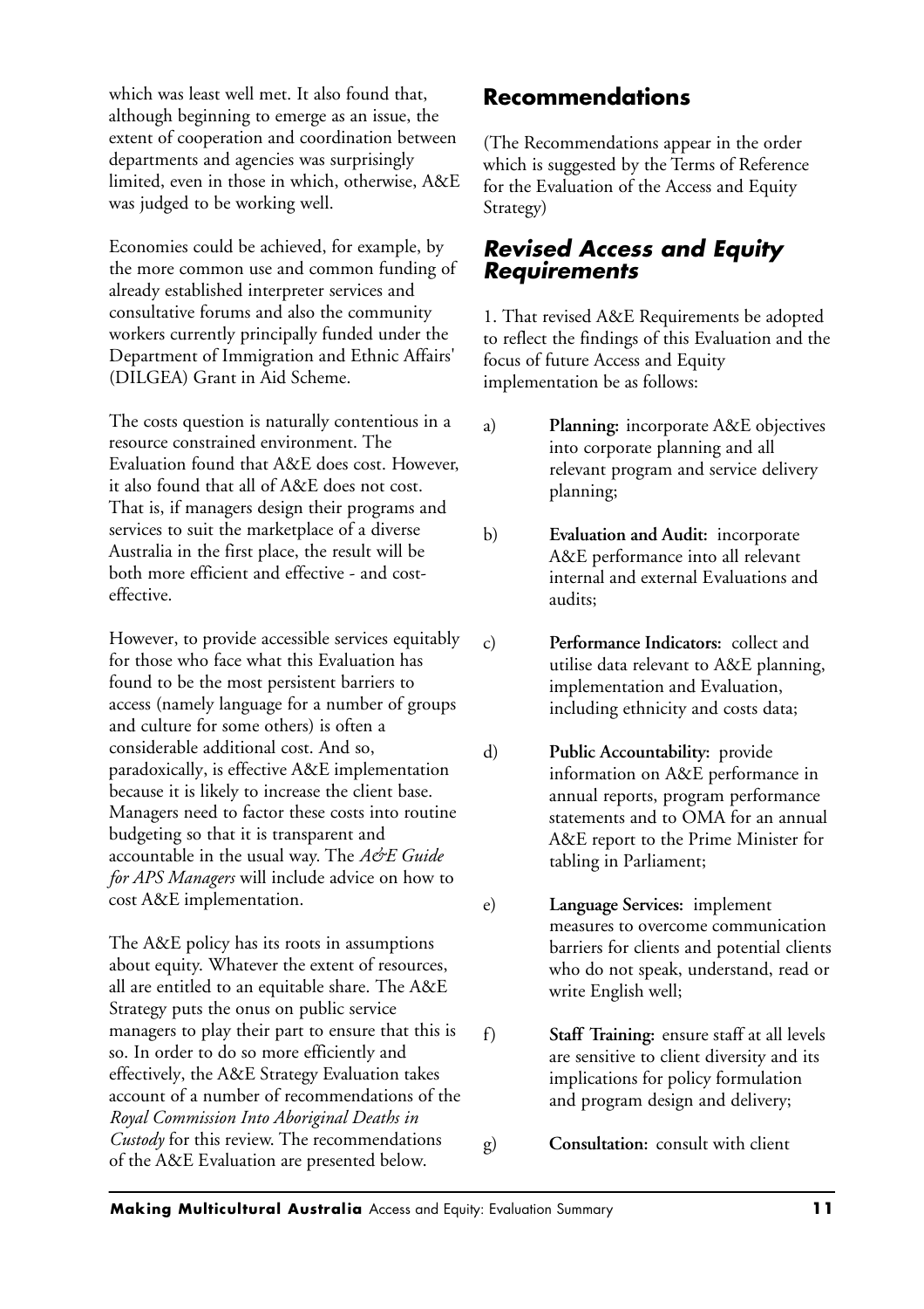which was least well met. It also found that, although beginning to emerge as an issue, the extent of cooperation and coordination between departments and agencies was surprisingly limited, even in those in which, otherwise, A&E was judged to be working well.

Economies could be achieved, for example, by the more common use and common funding of already established interpreter services and consultative forums and also the community workers currently principally funded under the Department of Immigration and Ethnic Affairs' (DILGEA) Grant in Aid Scheme.

The costs question is naturally contentious in a resource constrained environment. The Evaluation found that A&E does cost. However, it also found that all of A&E does not cost. That is, if managers design their programs and services to suit the marketplace of a diverse Australia in the first place, the result will be both more efficient and effective - and cost-effective.

However, to provide accessible services equitably for those who face what this Evaluation has found to be the most persistent barriers to access (namely language for a number of groups and culture for some others) is often a considerable additional cost. And so, paradoxically, is effective A&E implementation because it is likely to increase the client base. Managers need to factor these costs into routine budgeting so that it is transparent and accountable in the usual way. The *A&E Guide for APS Managers* will include advice on how to cost A&E implementation.

The A&E policy has its roots in assumptions about equity. Whatever the extent of resources, all are entitled to an equitable share. The A&E Strategy puts the onus on public service managers to play their part to ensure that this is so. In order to do so more efficiently and effectively, the A&E Strategy Evaluation takes account of a number of recommendations of the *Royal Commission Into Aboriginal Deaths in Custody* for this review. The recommendations of the A&E Evaluation are presented below.

## Recommendations

(The Recommendations appear in the order which is suggested by the Terms of Reference for the Evaluation of the Access and Equity Strategy)

### *Revised Access and Equity Requirements*

1. That revised A&E Requirements be adopted to reflect the findings of this Evaluation and the focus of future Access and Equity implementation be as follows:

a) **Planning:** incorporate A&E objectives into corporate planning and all relevant program and service delivery planning;

b) **Evaluation and Audit:** incorporate A&E performance into all relevant internal and external Evaluations and audits;

c) **Performance Indicators:** collect and utilise data relevant to A&E planning, implementation and Evaluation, including ethnicity and costs data;

d) **Public Accountability:** provide information on A&E performance in annual reports, program performance statements and to OMA for an annual A&E report to the Prime Minister for tabling in Parliament;

e) **Language Services:** implement measures to overcome communication barriers for clients and potential clients who do not speak, understand, read or write English well;

f) **Staff Training:** ensure staff at all levels are sensitive to client diversity and its implications for policy formulation and program design and delivery;

g) **Consultation:** consult with client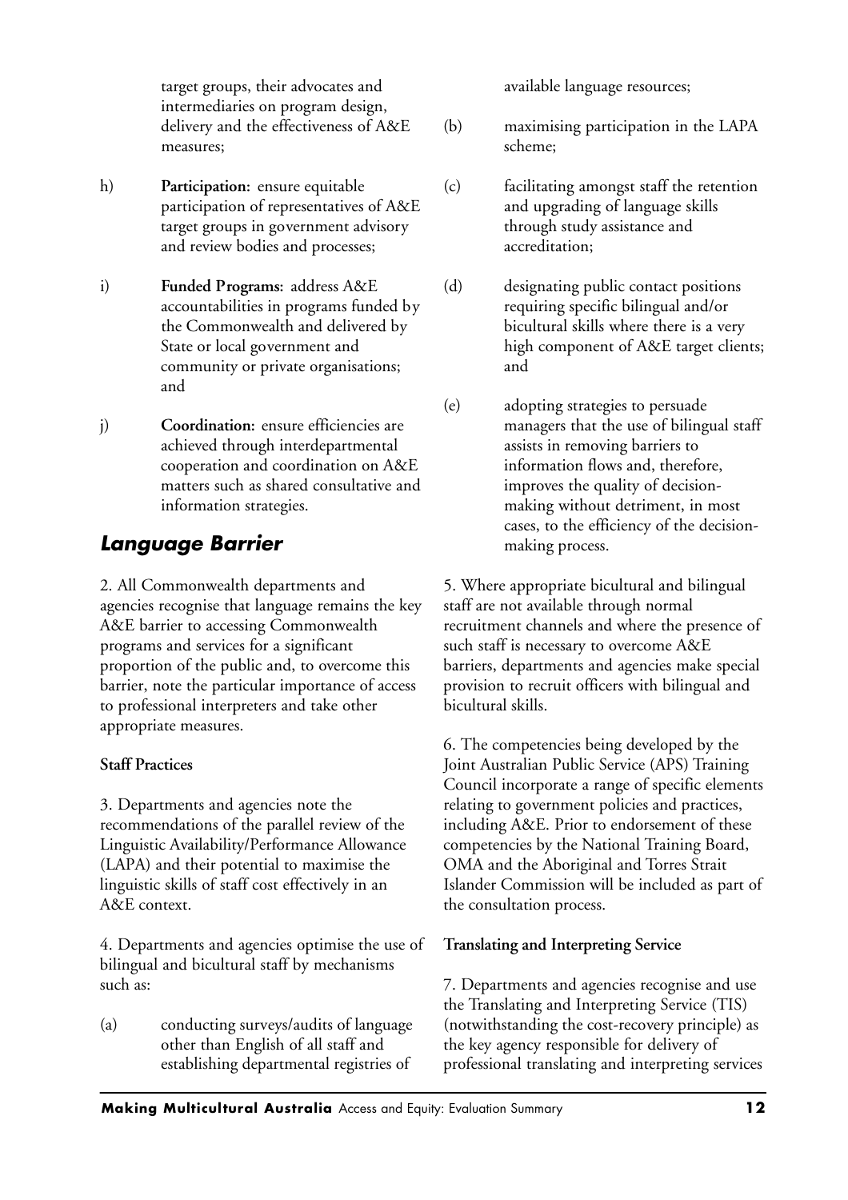target groups, their advocates and intermediaries on program design, delivery and the effectiveness of A&E measures;

h) **Participation:** ensure equitable participation of representatives of A&E target groups in government advisory and review bodies and processes;

i) **Funded Programs:** address A&E accountabilities in programs funded by the Commonwealth and delivered by State or local government and community or private organisations; and

j) **Coordination:** ensure efficiencies are achieved through interdepartmental cooperation and coordination on A&E matters such as shared consultative and information strategies.

## *Language Barrier*

2. All Commonwealth departments and agencies recognise that language remains the key A&E barrier to accessing Commonwealth programs and services for a significant proportion of the public and, to overcome this barrier, note the particular importance of access to professional interpreters and take other appropriate measures.

**Staff Practices**

3. Departments and agencies note the recommendations of the parallel review of the Linguistic Availability/Performance Allowance (LAPA) and their potential to maximise the linguistic skills of staff cost effectively in an A&E context.

4. Departments and agencies optimise the use of bilingual and bicultural staff by mechanisms such as:

(a) conducting surveys/audits of language other than English of all staff and establishing departmental registries of available language resources;

(b) maximising participation in the LAPA scheme;

(c) facilitating amongst staff the retention and upgrading of language skills through study assistance and accreditation;

(d) designating public contact positions requiring specific bilingual and/or bicultural skills where there is a very high component of A&E target clients; and

(e) adopting strategies to persuade managers that the use of bilingual staff assists in removing barriers to information flows and, therefore, improves the quality of decision-making without detriment, in most cases, to the efficiency of the decision-making process.

5. Where appropriate bicultural and bilingual staff are not available through normal recruitment channels and where the presence of such staff is necessary to overcome A&E barriers, departments and agencies make special provision to recruit officers with bilingual and bicultural skills.

6. The competencies being developed by the Joint Australian Public Service (APS) Training Council incorporate a range of specific elements relating to government policies and practices, including A&E. Prior to endorsement of these competencies by the National Training Board, OMA and the Aboriginal and Torres Strait Islander Commission will be included as part of the consultation process.

**Translating and Interpreting Service**

7. Departments and agencies recognise and use the Translating and Interpreting Service (TIS) (notwithstanding the cost-recovery principle) as the key agency responsible for delivery of professional translating and interpreting services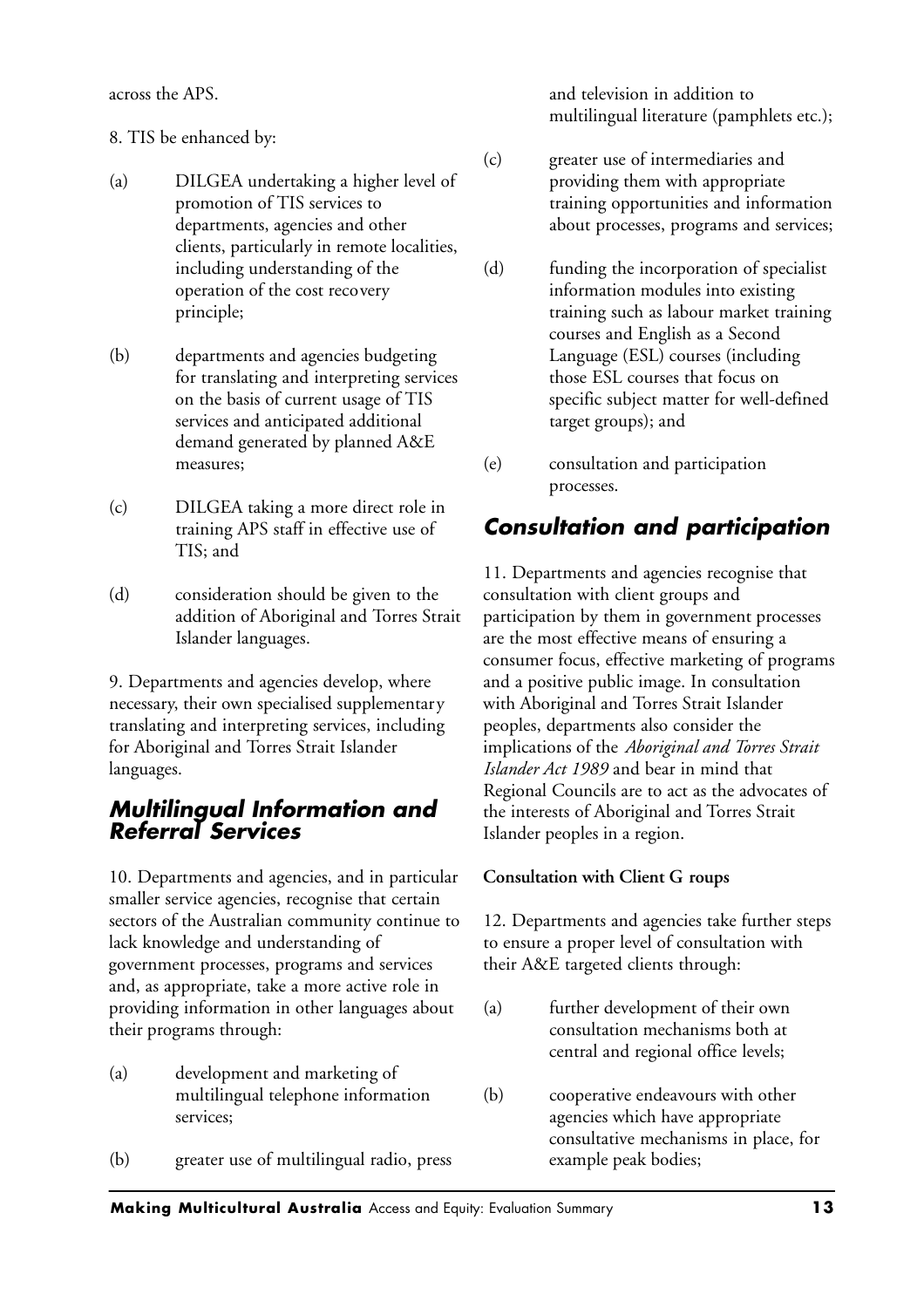across the APS.

8. TIS be enhanced by:

(a) DILGEA undertaking a higher level of promotion of TIS services to departments, agencies and other clients, particularly in remote localities, including understanding of the operation of the cost recovery principle;

(b) departments and agencies budgeting for translating and interpreting services on the basis of current usage of TIS services and anticipated additional demand generated by planned A&E measures;

(c) DILGEA taking a more direct role in training APS staff in effective use of TIS; and

(d) consideration should be given to the addition of Aboriginal and Torres Strait Islander languages.

9. Departments and agencies develop, where necessary, their own specialised supplementary translating and interpreting services, including for Aboriginal and Torres Strait Islander languages.

## Multilingual Information and Referral Services

10. Departments and agencies, and in particular smaller service agencies, recognise that certain sectors of the Australian community continue to lack knowledge and understanding of government processes, programs and services and, as appropriate, take a more active role in providing information in other languages about their programs through:

(a) development and marketing of multilingual telephone information services;

(b) greater use of multilingual radio, press and television in addition to multilingual literature (pamphlets etc.);

(c) greater use of intermediaries and providing them with appropriate training opportunities and information about processes, programs and services;

(d) funding the incorporation of specialist information modules into existing training such as labour market training courses and English as a Second Language (ESL) courses (including those ESL courses that focus on specific subject matter for well-defined target groups); and

(e) consultation and participation processes.

## Consultation and participation

11. Departments and agencies recognise that consultation with client groups and participation by them in government processes are the most effective means of ensuring a consumer focus, effective marketing of programs and a positive public image. In consultation with Aboriginal and Torres Strait Islander peoples, departments also consider the implications of the *Aboriginal and Torres Strait Islander Act 1989* and bear in mind that Regional Councils are to act as the advocates of the interests of Aboriginal and Torres Strait Islander peoples in a region.

**Consultation with Client Groups**

12. Departments and agencies take further steps to ensure a proper level of consultation with their A&E targeted clients through:

(a) further development of their own consultation mechanisms both at central and regional office levels;

(b) cooperative endeavours with other agencies which have appropriate consultative mechanisms in place, for example peak bodies;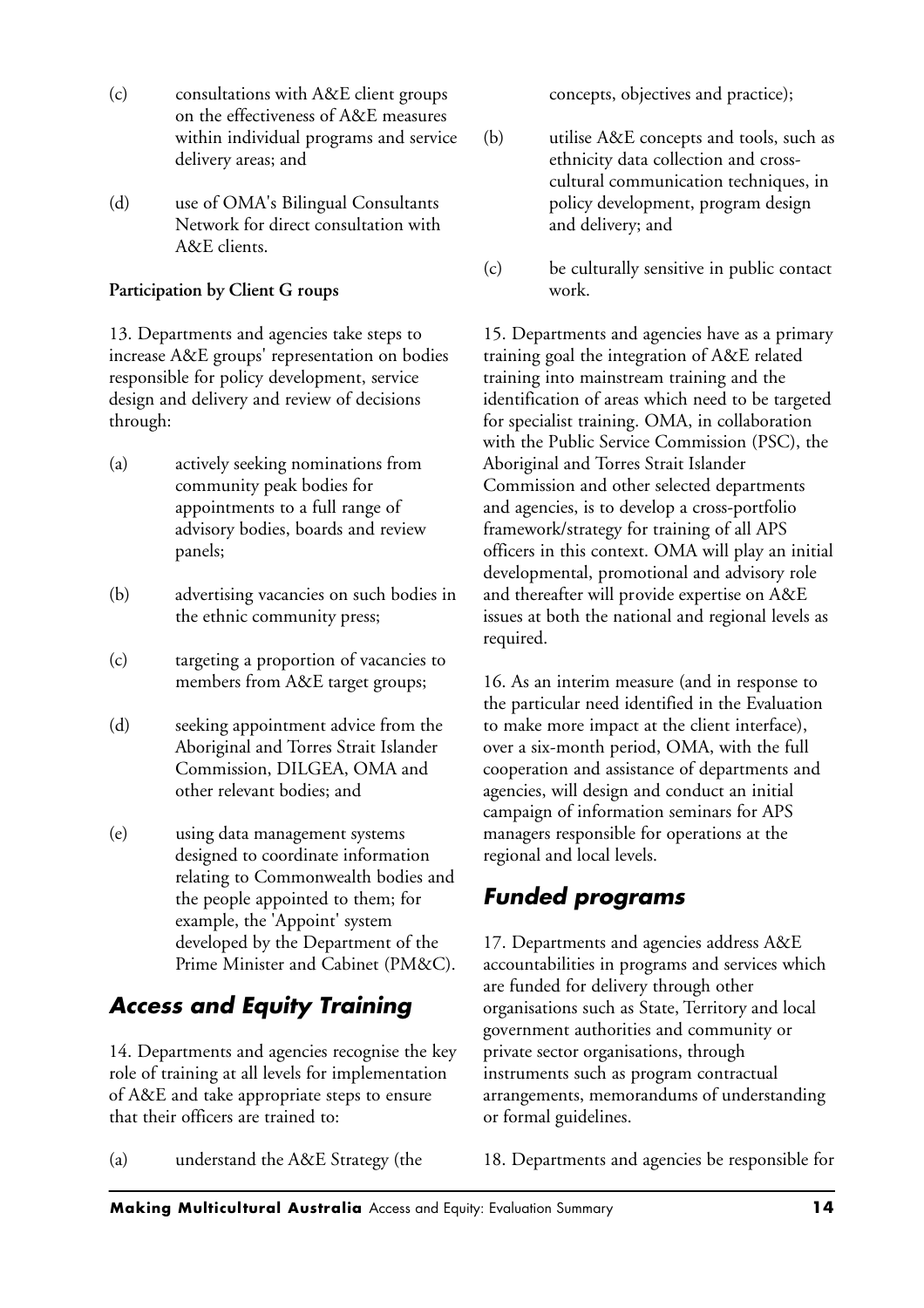(c) consultations with A&E client groups on the effectiveness of A&E measures within individual programs and service delivery areas; and

(d) use of OMA's Bilingual Consultants Network for direct consultation with A&E clients.

**Participation by Client G roups**

13. Departments and agencies take steps to increase A&E groups' representation on bodies responsible for policy development, service design and delivery and review of decisions through:

(a) actively seeking nominations from community peak bodies for appointments to a full range of advisory bodies, boards and review panels;

(b) advertising vacancies on such bodies in the ethnic community press;

(c) targeting a proportion of vacancies to members from A&E target groups;

(d) seeking appointment advice from the Aboriginal and Torres Strait Islander Commission, DILGEA, OMA and other relevant bodies; and

(e) using data management systems designed to coordinate information relating to Commonwealth bodies and the people appointed to them; for example, the 'Appoint' system developed by the Department of the Prime Minister and Cabinet (PM&C).

## Access and Equity Training

14. Departments and agencies recognise the key role of training at all levels for implementation of A&E and take appropriate steps to ensure that their officers are trained to:

(a) understand the A&E Strategy (the concepts, objectives and practice);

(b) utilise A&E concepts and tools, such as ethnicity data collection and cross-cultural communication techniques, in policy development, program design and delivery; and

(c) be culturally sensitive in public contact work.

15. Departments and agencies have as a primary training goal the integration of A&E related training into mainstream training and the identification of areas which need to be targeted for specialist training. OMA, in collaboration with the Public Service Commission (PSC), the Aboriginal and Torres Strait Islander Commission and other selected departments and agencies, is to develop a cross-portfolio framework/strategy for training of all APS officers in this context. OMA will play an initial developmental, promotional and advisory role and thereafter will provide expertise on A&E issues at both the national and regional levels as required.

16. As an interim measure (and in response to the particular need identified in the Evaluation to make more impact at the client interface), over a six-month period, OMA, with the full cooperation and assistance of departments and agencies, will design and conduct an initial campaign of information seminars for APS managers responsible for operations at the regional and local levels.

## Funded programs

17. Departments and agencies address A&E accountabilities in programs and services which are funded for delivery through other organisations such as State, Territory and local government authorities and community or private sector organisations, through instruments such as program contractual arrangements, memorandums of understanding or formal guidelines.

18. Departments and agencies be responsible for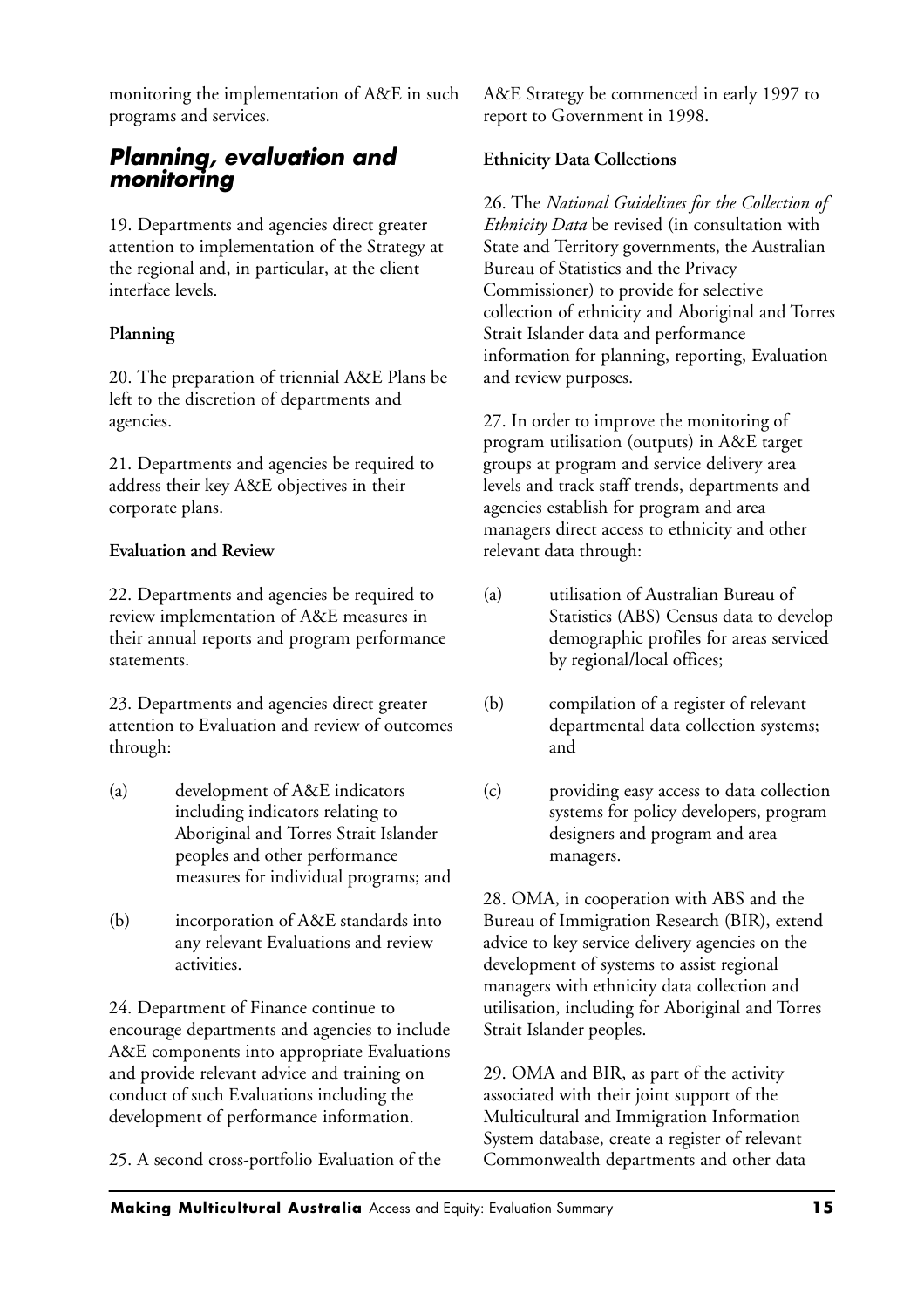monitoring the implementation of A&E in such programs and services.

## Planning, evaluation and monitoring

19. Departments and agencies direct greater attention to implementation of the Strategy at the regional and, in particular, at the client interface levels.

**Planning**

20. The preparation of triennial A&E Plans be left to the discretion of departments and agencies.

21. Departments and agencies be required to address their key A&E objectives in their corporate plans.

**Evaluation and Review**

22. Departments and agencies be required to review implementation of A&E measures in their annual reports and program performance statements.

23. Departments and agencies direct greater attention to Evaluation and review of outcomes through:

(a) development of A&E indicators including indicators relating to Aboriginal and Torres Strait Islander peoples and other performance measures for individual programs; and

(b) incorporation of A&E standards into any relevant Evaluations and review activities.

24. Department of Finance continue to encourage departments and agencies to include A&E components into appropriate Evaluations and provide relevant advice and training on conduct of such Evaluations including the development of performance information.

25. A second cross-portfolio Evaluation of the A&E Strategy be commenced in early 1997 to report to Government in 1998.

**Ethnicity Data Collections**

26. The *National Guidelines for the Collection of Ethnicity Data* be revised (in consultation with State and Territory governments, the Australian Bureau of Statistics and the Privacy Commissioner) to provide for selective collection of ethnicity and Aboriginal and Torres Strait Islander data and performance information for planning, reporting, Evaluation and review purposes.

27. In order to improve the monitoring of program utilisation (outputs) in A&E target groups at program and service delivery area levels and track staff trends, departments and agencies establish for program and area managers direct access to ethnicity and other relevant data through:

(a) utilisation of Australian Bureau of Statistics (ABS) Census data to develop demographic profiles for areas serviced by regional/local offices;

(b) compilation of a register of relevant departmental data collection systems; and

(c) providing easy access to data collection systems for policy developers, program designers and program and area managers.

28. OMA, in cooperation with ABS and the Bureau of Immigration Research (BIR), extend advice to key service delivery agencies on the development of systems to assist regional managers with ethnicity data collection and utilisation, including for Aboriginal and Torres Strait Islander peoples.

29. OMA and BIR, as part of the activity associated with their joint support of the Multicultural and Immigration Information System database, create a register of relevant Commonwealth departments and other data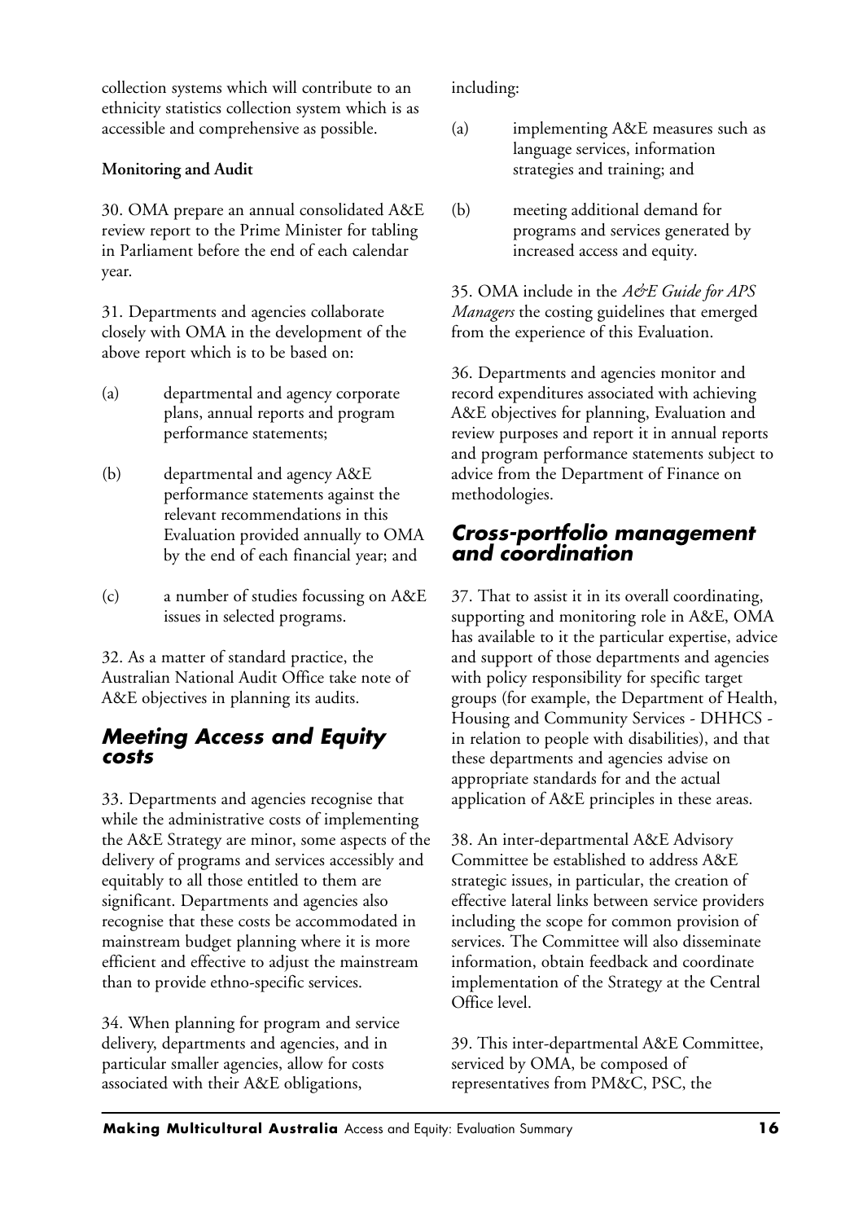collection systems which will contribute to an ethnicity statistics collection system which is as accessible and comprehensive as possible.

**Monitoring and Audit**

30. OMA prepare an annual consolidated A&E review report to the Prime Minister for tabling in Parliament before the end of each calendar year.

31. Departments and agencies collaborate closely with OMA in the development of the above report which is to be based on:

(a) departmental and agency corporate plans, annual reports and program performance statements;

(b) departmental and agency A&E performance statements against the relevant recommendations in this Evaluation provided annually to OMA by the end of each financial year; and

(c) a number of studies focussing on A&E issues in selected programs.

32. As a matter of standard practice, the Australian National Audit Office take note of A&E objectives in planning its audits.

## Meeting Access and Equity costs

33. Departments and agencies recognise that while the administrative costs of implementing the A&E Strategy are minor, some aspects of the delivery of programs and services accessibly and equitably to all those entitled to them are significant. Departments and agencies also recognise that these costs be accommodated in mainstream budget planning where it is more efficient and effective to adjust the mainstream than to provide ethno-specific services.

34. When planning for program and service delivery, departments and agencies, and in particular smaller agencies, allow for costs associated with their A&E obligations, including:

(a) implementing A&E measures such as language services, information strategies and training; and

(b) meeting additional demand for programs and services generated by increased access and equity.

35. OMA include in the *A&E Guide for APS Managers* the costing guidelines that emerged from the experience of this Evaluation.

36. Departments and agencies monitor and record expenditures associated with achieving A&E objectives for planning, Evaluation and review purposes and report it in annual reports and program performance statements subject to advice from the Department of Finance on methodologies.

## Cross-portfolio management and coordination

37. That to assist it in its overall coordinating, supporting and monitoring role in A&E, OMA has available to it the particular expertise, advice and support of those departments and agencies with policy responsibility for specific target groups (for example, the Department of Health, Housing and Community Services - DHHCS - in relation to people with disabilities), and that these departments and agencies advise on appropriate standards for and the actual application of A&E principles in these areas.

38. An inter-departmental A&E Advisory Committee be established to address A&E strategic issues, in particular, the creation of effective lateral links between service providers including the scope for common provision of services. The Committee will also disseminate information, obtain feedback and coordinate implementation of the Strategy at the Central Office level.

39. This inter-departmental A&E Committee, serviced by OMA, be composed of representatives from PM&C, PSC, the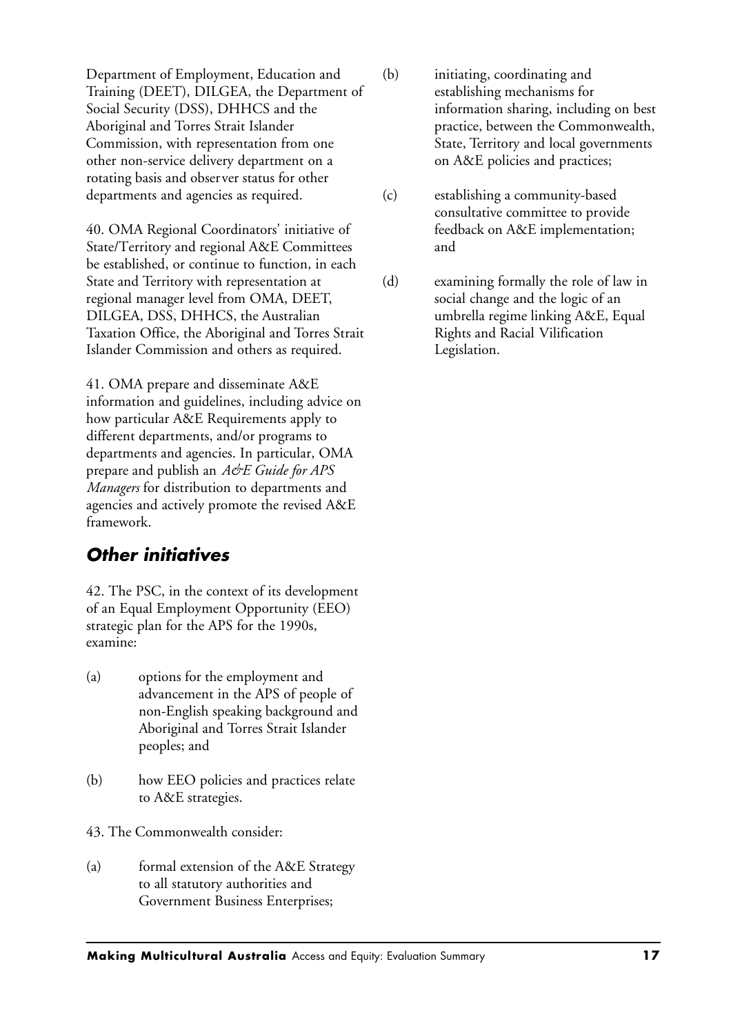Department of Employment, Education and Training (DEET), DILGEA, the Department of Social Security (DSS), DHHCS and the Aboriginal and Torres Strait Islander Commission, with representation from one other non-service delivery department on a rotating basis and observer status for other departments and agencies as required.

40. OMA Regional Coordinators' initiative of State/Territory and regional A&E Committees be established, or continue to function, in each State and Territory with representation at regional manager level from OMA, DEET, DILGEA, DSS, DHHCS, the Australian Taxation Office, the Aboriginal and Torres Strait Islander Commission and others as required.

41. OMA prepare and disseminate A&E information and guidelines, including advice on how particular A&E Requirements apply to different departments, and/or programs to departments and agencies. In particular, OMA prepare and publish an *A&E Guide for APS Managers* for distribution to departments and agencies and actively promote the revised A&E framework.

## *Other initiatives*

42. The PSC, in the context of its development of an Equal Employment Opportunity (EEO) strategic plan for the APS for the 1990s, examine:

(a) options for the employment and advancement in the APS of people of non-English speaking background and Aboriginal and Torres Strait Islander peoples; and

(b) how EEO policies and practices relate to A&E strategies.

43. The Commonwealth consider:

(a) formal extension of the A&E Strategy to all statutory authorities and Government Business Enterprises;

(b) initiating, coordinating and establishing mechanisms for information sharing, including on best practice, between the Commonwealth, State, Territory and local governments on A&E policies and practices;

(c) establishing a community-based consultative committee to provide feedback on A&E implementation; and

(d) examining formally the role of law in social change and the logic of an umbrella regime linking A&E, Equal Rights and Racial Vilification Legislation.